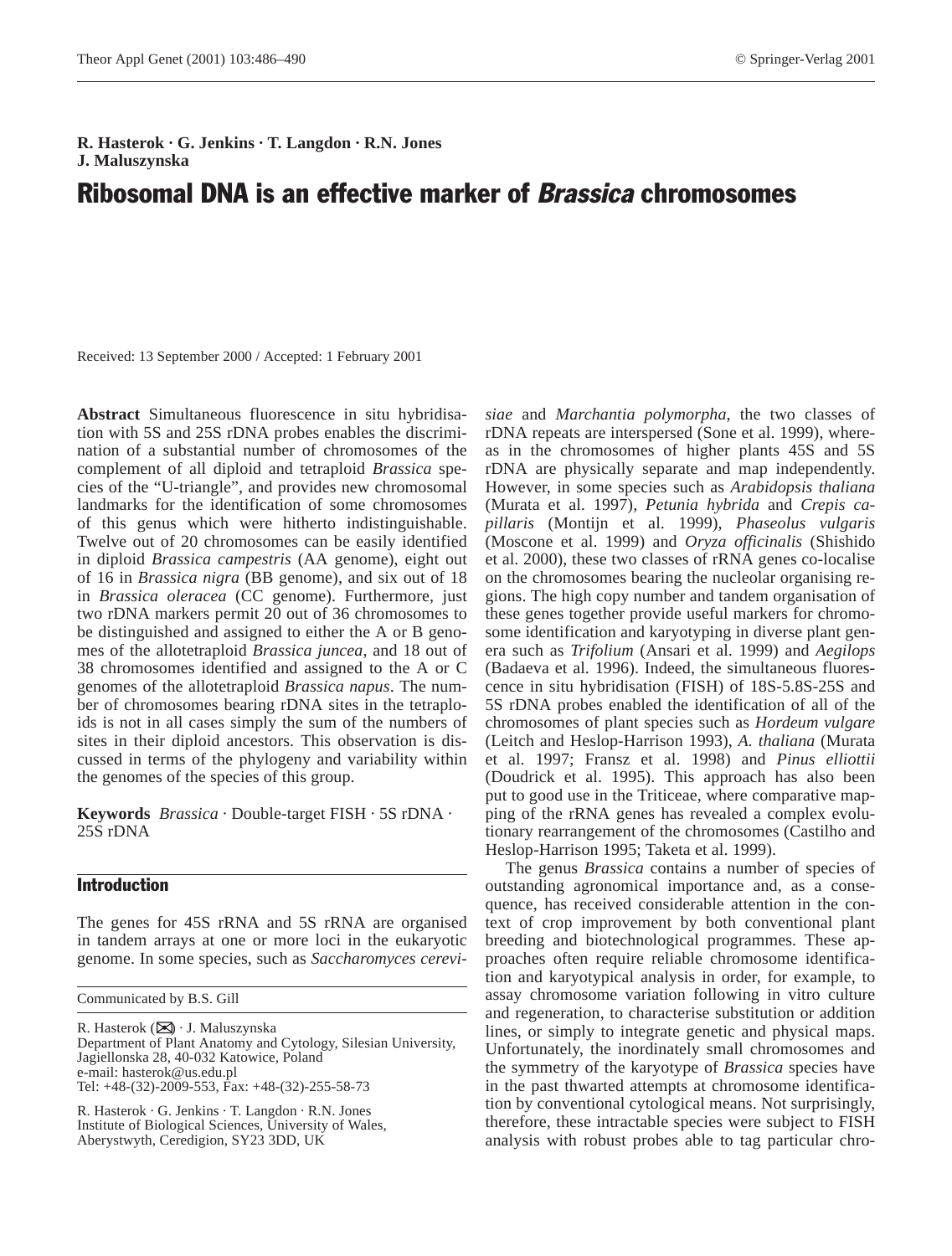R. Hasterok · G. Jenkins · T. Langdon · R.N. Jones
J. Maluszynska

# Ribosomal DNA is an effective marker of *Brassica* chromosomes

Received: 13 September 2000 / Accepted: 1 February 2001

**Abstract** Simultaneous fluorescence in situ hybridisation with 5S and 25S rDNA probes enables the discrimination of a substantial number of chromosomes of the complement of all diploid and tetraploid *Brassica* species of the "U-triangle", and provides new chromosomal landmarks for the identification of some chromosomes of this genus which were hitherto indistinguishable. Twelve out of 20 chromosomes can be easily identified in diploid *Brassica campestris* (AA genome), eight out of 16 in *Brassica nigra* (BB genome), and six out of 18 in *Brassica oleracea* (CC genome). Furthermore, just two rDNA markers permit 20 out of 36 chromosomes to be distinguished and assigned to either the A or B genomes of the allotetraploid *Brassica juncea*, and 18 out of 38 chromosomes identified and assigned to the A or C genomes of the allotetraploid *Brassica napus*. The number of chromosomes bearing rDNA sites in the tetraploids is not in all cases simply the sum of the numbers of sites in their diploid ancestors. This observation is discussed in terms of the phylogeny and variability within the genomes of the species of this group.

**Keywords** *Brassica* · Double-target FISH · 5S rDNA · 25S rDNA

## Introduction

The genes for 45S rRNA and 5S rRNA are organised in tandem arrays at one or more loci in the eukaryotic genome. In some species, such as *Saccharomyces cerevisiae* and *Marchantia polymorpha*, the two classes of rDNA repeats are interspersed (Sone et al. 1999), whereas in the chromosomes of higher plants 45S and 5S rDNA are physically separate and map independently. However, in some species such as *Arabidopsis thaliana* (Murata et al. 1997), *Petunia hybrida* and *Crepis capillaris* (Montijn et al. 1999), *Phaseolus vulgaris* (Moscone et al. 1999) and *Oryza officinalis* (Shishido et al. 2000), these two classes of rRNA genes co-localise on the chromosomes bearing the nucleolar organising regions. The high copy number and tandem organisation of these genes together provide useful markers for chromosome identification and karyotyping in diverse plant genera such as *Trifolium* (Ansari et al. 1999) and *Aegilops* (Badaeva et al. 1996). Indeed, the simultaneous fluorescence in situ hybridisation (FISH) of 18S-5.8S-25S and 5S rDNA probes enabled the identification of all of the chromosomes of plant species such as *Hordeum vulgare* (Leitch and Heslop-Harrison 1993), *A. thaliana* (Murata et al. 1997; Fransz et al. 1998) and *Pinus elliottii* (Doudrick et al. 1995). This approach has also been put to good use in the Triticeae, where comparative mapping of the rRNA genes has revealed a complex evolutionary rearrangement of the chromosomes (Castilho and Heslop-Harrison 1995; Taketa et al. 1999).

The genus *Brassica* contains a number of species of outstanding agronomical importance and, as a consequence, has received considerable attention in the context of crop improvement by both conventional plant breeding and biotechnological programmes. These approaches often require reliable chromosome identification and karyotypical analysis in order, for example, to assay chromosome variation following in vitro culture and regeneration, to characterise substitution or addition lines, or simply to integrate genetic and physical maps. Unfortunately, the inordinately small chromosomes and the symmetry of the karyotype of *Brassica* species have in the past thwarted attempts at chromosome identification by conventional cytological means. Not surprisingly, therefore, these intractable species were subject to FISH analysis with robust probes able to tag particular chro-

Communicated by B.S. Gill

R. Hasterok (✉) · J. Maluszynska
Department of Plant Anatomy and Cytology, Silesian University, Jagiellonska 28, 40-032 Katowice, Poland
e-mail: hasterok@us.edu.pl
Tel: +48-(32)-2009-553, Fax: +48-(32)-255-58-73

R. Hasterok · G. Jenkins · T. Langdon · R.N. Jones
Institute of Biological Sciences, University of Wales, Aberystwyth, Ceredigion, SY23 3DD, UK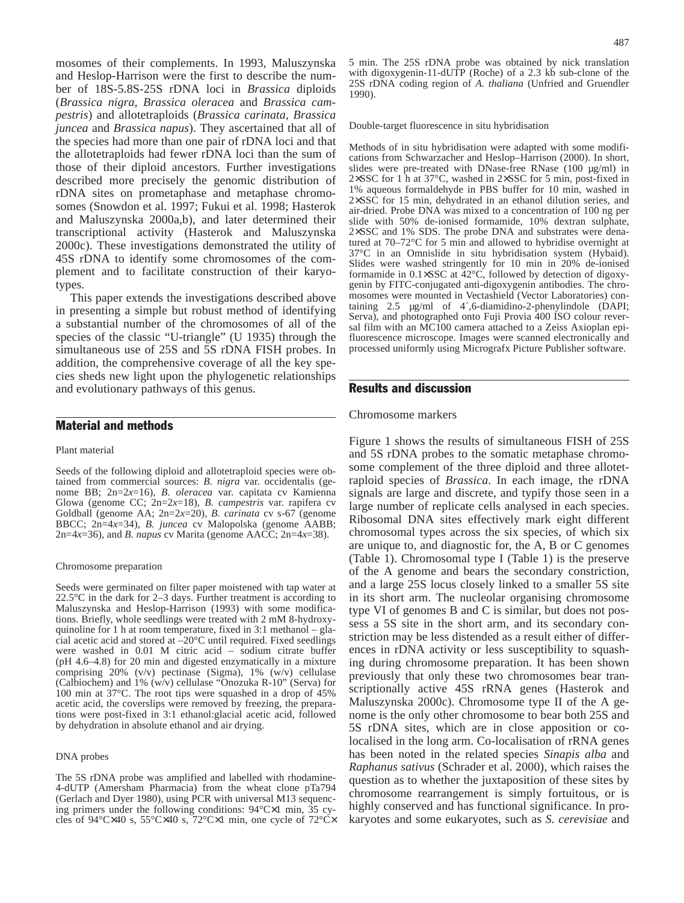mosomes of their complements. In 1993, Maluszynska and Heslop-Harrison were the first to describe the number of 18S-5.8S-25S rDNA loci in *Brassica* diploids (*Brassica nigra, Brassica oleracea* and *Brassica campestris*) and allotetraploids (*Brassica carinata, Brassica juncea* and *Brassica napus*). They ascertained that all of the species had more than one pair of rDNA loci and that the allotetraploids had fewer rDNA loci than the sum of those of their diploid ancestors. Further investigations described more precisely the genomic distribution of rDNA sites on prometaphase and metaphase chromosomes (Snowdon et al. 1997; Fukui et al. 1998; Hasterok and Maluszynska 2000a,b), and later determined their transcriptional activity (Hasterok and Maluszynska 2000c). These investigations demonstrated the utility of 45S rDNA to identify some chromosomes of the complement and to facilitate construction of their karyotypes.

This paper extends the investigations described above in presenting a simple but robust method of identifying a substantial number of the chromosomes of all of the species of the classic "U-triangle" (U 1935) through the simultaneous use of 25S and 5S rDNA FISH probes. In addition, the comprehensive coverage of all the key species sheds new light upon the phylogenetic relationships and evolutionary pathways of this genus.

## Material and methods

### Plant material

Seeds of the following diploid and allotetraploid species were obtained from commercial sources: *B. nigra* var. occidentalis (genome BB; 2n=2*x*=16), *B. oleracea* var. capitata cv Kamienna Glowa (genome CC; 2n=2*x*=18), *B. campestris* var. rapifera cv Goldball (genome AA; 2n=2*x*=20), *B. carinata* cv s-67 (genome BBCC; 2n=4*x*=34), *B. juncea* cv Malopolska (genome AABB; 2n=4*x*=36), and *B. napus* cv Marita (genome AACC; 2n=4*x*=38).

### Chromosome preparation

Seeds were germinated on filter paper moistened with tap water at 22.5°C in the dark for 2–3 days. Further treatment is according to Maluszynska and Heslop-Harrison (1993) with some modifications. Briefly, whole seedlings were treated with 2 mM 8-hydroxyquinoline for 1 h at room temperature, fixed in 3:1 methanol – glacial acetic acid and stored at –20°C until required. Fixed seedlings were washed in 0.01 M citric acid – sodium citrate buffer (pH 4.6–4.8) for 20 min and digested enzymatically in a mixture comprising 20% (v/v) pectinase (Sigma), 1% (w/v) cellulase (Calbiochem) and 1% (w/v) cellulase "Onozuka R-10" (Serva) for 100 min at 37°C. The root tips were squashed in a drop of 45% acetic acid, the coverslips were removed by freezing, the preparations were post-fixed in 3:1 ethanol:glacial acetic acid, followed by dehydration in absolute ethanol and air drying.

### DNA probes

The 5S rDNA probe was amplified and labelled with rhodamine-4-dUTP (Amersham Pharmacia) from the wheat clone pTa794 (Gerlach and Dyer 1980), using PCR with universal M13 sequencing primers under the following conditions: 94°C×1 min, 35 cycles of 94°C×40 s, 55°C×40 s, 72°C×1 min, one cycle of 72°C×5 min. The 25S rDNA probe was obtained by nick translation with digoxygenin-11-dUTP (Roche) of a 2.3 kb sub-clone of the 25S rDNA coding region of *A. thaliana* (Unfried and Gruendler 1990).

### Double-target fluorescence in situ hybridisation

Methods of in situ hybridisation were adapted with some modifications from Schwarzacher and Heslop–Harrison (2000). In short, slides were pre-treated with DNase-free RNase (100 µg/ml) in 2×SSC for 1 h at 37°C, washed in 2×SSC for 5 min, post-fixed in 1% aqueous formaldehyde in PBS buffer for 10 min, washed in 2×SSC for 15 min, dehydrated in an ethanol dilution series, and air-dried. Probe DNA was mixed to a concentration of 100 ng per slide with 50% de-ionised formamide, 10% dextran sulphate, 2×SSC and 1% SDS. The probe DNA and substrates were denatured at 70–72°C for 5 min and allowed to hybridise overnight at 37°C in an Omnislide in situ hybridisation system (Hybaid). Slides were washed stringently for 10 min in 20% de-ionised formamide in 0.1×SSC at 42°C, followed by detection of digoxygenin by FITC-conjugated anti-digoxygenin antibodies. The chromosomes were mounted in Vectashield (Vector Laboratories) containing 2.5 µg/ml of 4´,6-diamidino-2-phenylindole (DAPI; Serva), and photographed onto Fuji Provia 400 ISO colour reversal film with an MC100 camera attached to a Zeiss Axioplan epifluorescence microscope. Images were scanned electronically and processed uniformly using Micrografx Picture Publisher software.

## Results and discussion

### Chromosome markers

Figure 1 shows the results of simultaneous FISH of 25S and 5S rDNA probes to the somatic metaphase chromosome complement of the three diploid and three allotetraploid species of *Brassica*. In each image, the rDNA signals are large and discrete, and typify those seen in a large number of replicate cells analysed in each species. Ribosomal DNA sites effectively mark eight different chromosomal types across the six species, of which six are unique to, and diagnostic for, the A, B or C genomes (Table 1). Chromosomal type I (Table 1) is the preserve of the A genome and bears the secondary constriction, and a large 25S locus closely linked to a smaller 5S site in its short arm. The nucleolar organising chromosome type VI of genomes B and C is similar, but does not possess a 5S site in the short arm, and its secondary constriction may be less distended as a result either of differences in rDNA activity or less susceptibility to squashing during chromosome preparation. It has been shown previously that only these two chromosomes bear transcriptionally active 45S rRNA genes (Hasterok and Maluszynska 2000c). Chromosome type II of the A genome is the only other chromosome to bear both 25S and 5S rDNA sites, which are in close apposition or colocalised in the long arm. Co-localisation of rRNA genes has been noted in the related species *Sinapis alba* and *Raphanus sativus* (Schrader et al. 2000), which raises the question as to whether the juxtaposition of these sites by chromosome rearrangement is simply fortuitous, or is highly conserved and has functional significance. In prokaryotes and some eukaryotes, such as *S. cerevisiae* and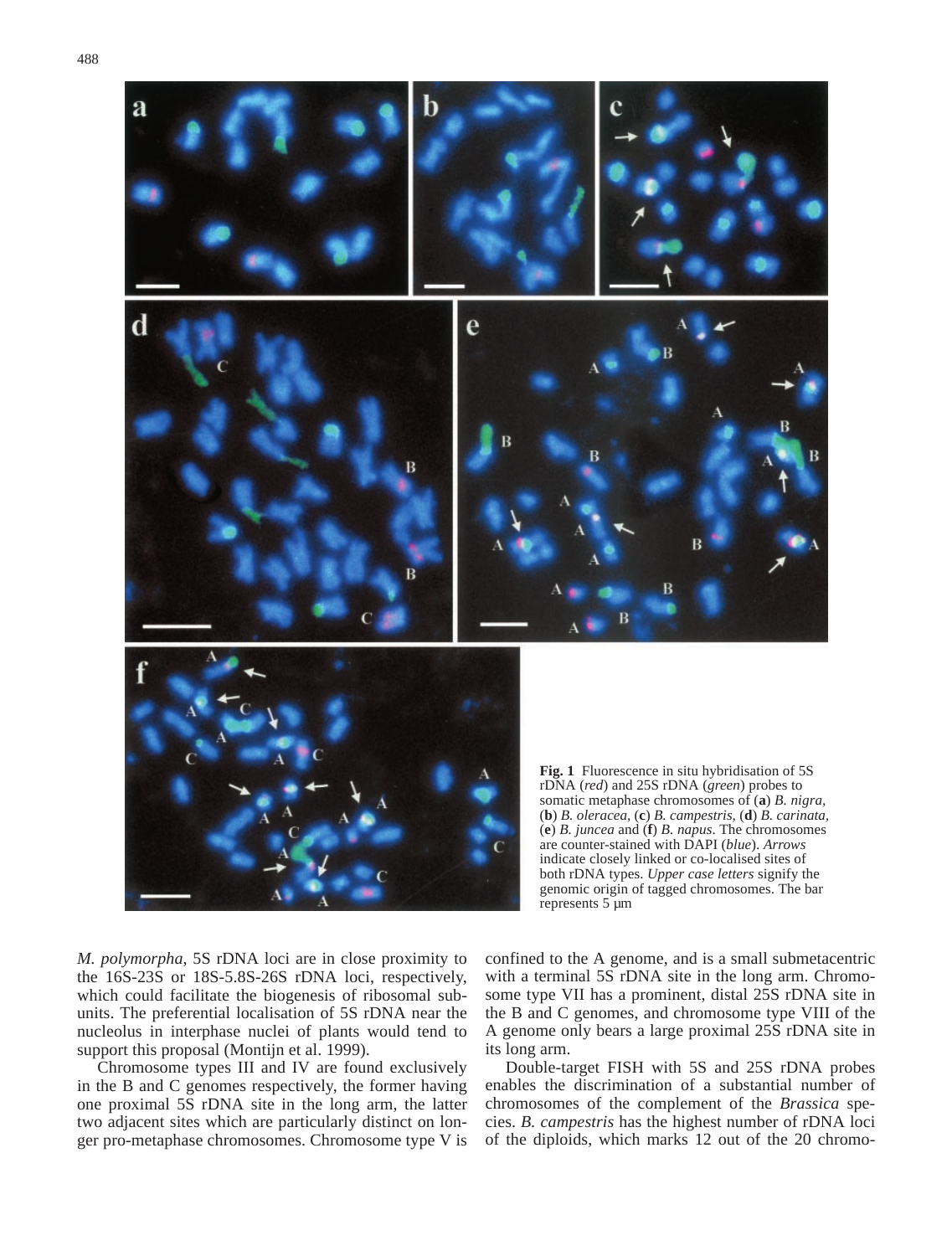**Fig. 1** Fluorescence in situ hybridisation of 5S rDNA (*red*) and 25S rDNA (*green*) probes to somatic metaphase chromosomes of (**a**) *B. nigra*, (**b**) *B. oleracea*, (**c**) *B. campestris*, (**d**) *B. carinata*, (**e**) *B. juncea* and (**f**) *B. napus*. The chromosomes are counter-stained with DAPI (*blue*). *Arrows* indicate closely linked or co-localised sites of both rDNA types. *Upper case letters* signify the genomic origin of tagged chromosomes. The bar represents 5 µm

*M. polymorpha*, 5S rDNA loci are in close proximity to the 16S-23S or 18S-5.8S-26S rDNA loci, respectively, which could facilitate the biogenesis of ribosomal subunits. The preferential localisation of 5S rDNA near the nucleolus in interphase nuclei of plants would tend to support this proposal (Montijn et al. 1999).

Chromosome types III and IV are found exclusively in the B and C genomes respectively, the former having one proximal 5S rDNA site in the long arm, the latter two adjacent sites which are particularly distinct on longer pro-metaphase chromosomes. Chromosome type V is confined to the A genome, and is a small submetacentric with a terminal 5S rDNA site in the long arm. Chromosome type VII has a prominent, distal 25S rDNA site in the B and C genomes, and chromosome type VIII of the A genome only bears a large proximal 25S rDNA site in its long arm.

Double-target FISH with 5S and 25S rDNA probes enables the discrimination of a substantial number of chromosomes of the complement of the *Brassica* species. *B. campestris* has the highest number of rDNA loci of the diploids, which marks 12 out of the 20 chromo-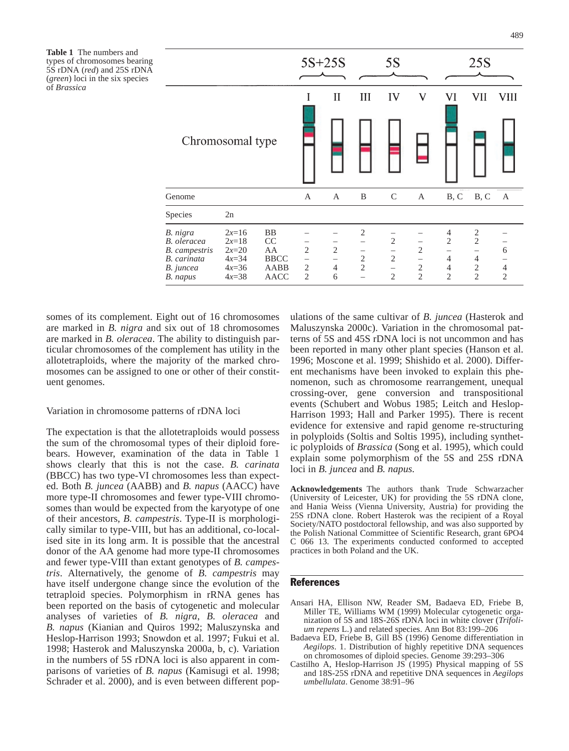**Table 1** The numbers and types of chromosomes bearing 5S rDNA (*red*) and 25S rDNA (*green*) loci in the six species of *Brassica*

| | | | 5S+25S | | 5S | | | 25S | | |
|---|---|---|---|---|---|---|---|---|---|---|
| Chromosomal type | | | I | II | III | IV | V | VI | VII | VIII |
| Genome | | | A | A | B | C | A | B, C | B, C | A |
| Species | 2n | | | | | | | | | |
| *B. nigra* | $2x$=16 | BB | – | – | 2 | – | – | 4 | 2 | – |
| *B. oleracea* | $2x$=18 | CC | – | – | – | 2 | – | 2 | 2 | – |
| *B. campestris* | $2x$=20 | AA | 2 | 2 | – | – | 2 | – | – | 6 |
| *B. carinata* | $4x$=34 | BBCC | – | – | 2 | 2 | – | 4 | 4 | – |
| *B. juncea* | $4x$=36 | AABB | 2 | 4 | 2 | – | 2 | 4 | 2 | 4 |
| *B. napus* | $4x$=38 | AACC | 2 | 6 | – | 2 | 2 | 2 | 2 | 2 |

somes of its complement. Eight out of 16 chromosomes are marked in *B. nigra* and six out of 18 chromosomes are marked in *B. oleracea*. The ability to distinguish particular chromosomes of the complement has utility in the allotetraploids, where the majority of the marked chromosomes can be assigned to one or other of their constituent genomes.

## Variation in chromosome patterns of rDNA loci

The expectation is that the allotetraploids would possess the sum of the chromosomal types of their diploid forebears. However, examination of the data in Table 1 shows clearly that this is not the case. *B. carinata* (BBCC) has two type-VI chromosomes less than expected. Both *B. juncea* (AABB) and *B. napus* (AACC) have more type-II chromosomes and fewer type-VIII chromosomes than would be expected from the karyotype of one of their ancestors, *B. campestris*. Type-II is morphologically similar to type-VIII, but has an additional, co-localised site in its long arm. It is possible that the ancestral donor of the AA genome had more type-II chromosomes and fewer type-VIII than extant genotypes of *B. campestris*. Alternatively, the genome of *B. campestris* may have itself undergone change since the evolution of the tetraploid species. Polymorphism in rRNA genes has been reported on the basis of cytogenetic and molecular analyses of varieties of *B. nigra*, *B. oleracea* and *B. napus* (Kianian and Quiros 1992; Maluszynska and Heslop-Harrison 1993; Snowdon et al. 1997; Fukui et al. 1998; Hasterok and Maluszynska 2000a, b, c). Variation in the numbers of 5S rDNA loci is also apparent in comparisons of varieties of *B. napus* (Kamisugi et al. 1998; Schrader et al. 2000), and is even between different populations of the same cultivar of *B. juncea* (Hasterok and Maluszynska 2000c). Variation in the chromosomal patterns of 5S and 45S rDNA loci is not uncommon and has been reported in many other plant species (Hanson et al. 1996; Moscone et al. 1999; Shishido et al. 2000). Different mechanisms have been invoked to explain this phenomenon, such as chromosome rearrangement, unequal crossing-over, gene conversion and transpositional events (Schubert and Wobus 1985; Leitch and Heslop-Harrison 1993; Hall and Parker 1995). There is recent evidence for extensive and rapid genome re-structuring in polyploids (Soltis and Soltis 1995), including synthetic polyploids of *Brassica* (Song et al. 1995), which could explain some polymorphism of the 5S and 25S rDNA loci in *B. juncea* and *B. napus*.

**Acknowledgements** The authors thank Trude Schwarzacher (University of Leicester, UK) for providing the 5S rDNA clone, and Hania Weiss (Vienna University, Austria) for providing the 25S rDNA clone. Robert Hasterok was the recipient of a Royal Society/NATO postdoctoral fellowship, and was also supported by the Polish National Committee of Scientific Research, grant 6PO4 C 066 13. The experiments conducted conformed to accepted practices in both Poland and the UK.

## References

Ansari HA, Ellison NW, Reader SM, Badaeva ED, Friebe B, Miller TE, Williams WM (1999) Molecular cytogenetic organization of 5S and 18S-26S rDNA loci in white clover (*Trifolium repens* L.) and related species. Ann Bot 83:199–206

Badaeva ED, Friebe B, Gill BS (1996) Genome differentiation in *Aegilops*. 1. Distribution of highly repetitive DNA sequences on chromosomes of diploid species. Genome 39:293–306

Castilho A, Heslop-Harrison JS (1995) Physical mapping of 5S and 18S-25S rDNA and repetitive DNA sequences in *Aegilops umbellulata*. Genome 38:91–96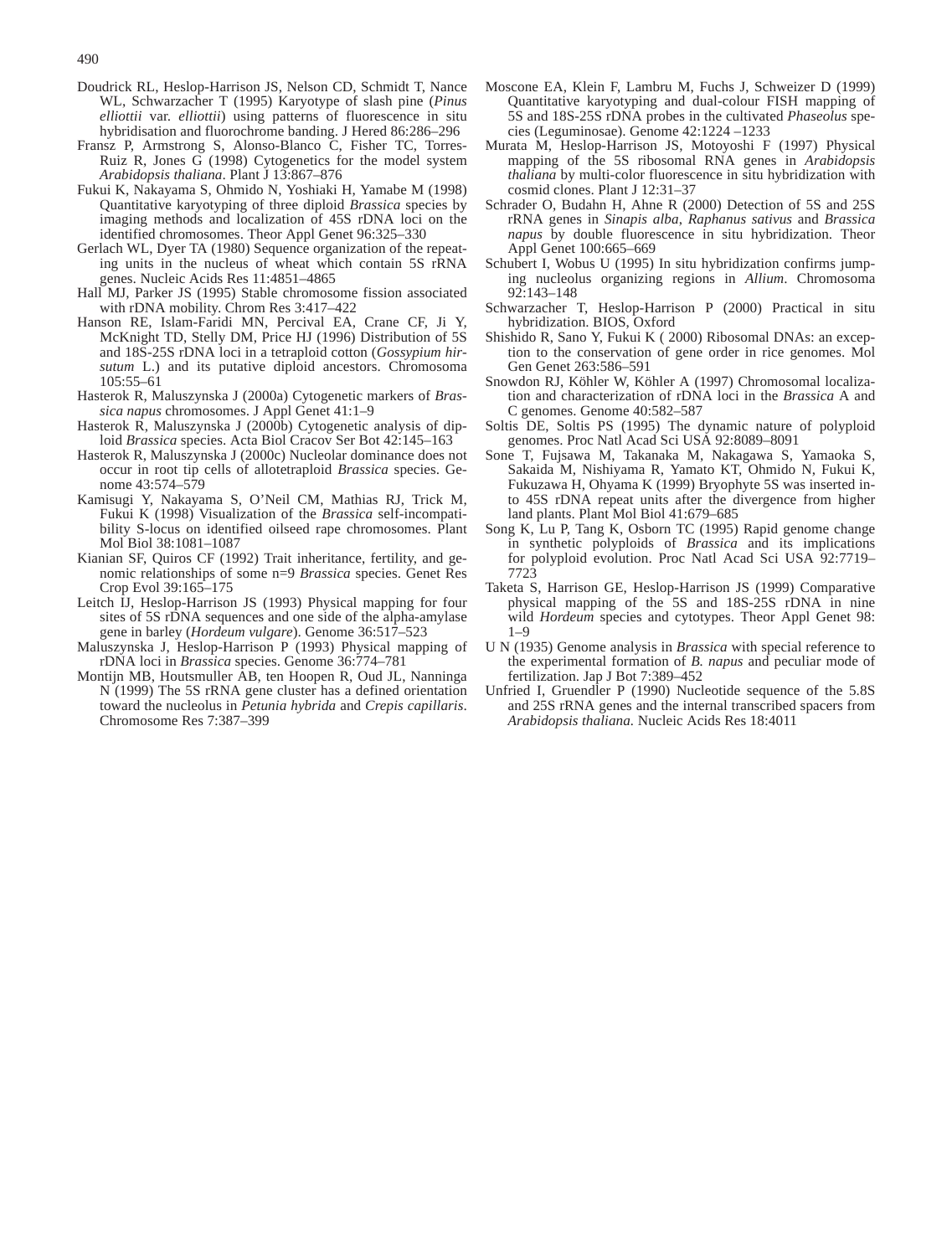Doudrick RL, Heslop-Harrison JS, Nelson CD, Schmidt T, Nance WL, Schwarzacher T (1995) Karyotype of slash pine (*Pinus elliottii* var. *elliottii*) using patterns of fluorescence in situ hybridisation and fluorochrome banding. J Hered 86:286–296

Fransz P, Armstrong S, Alonso-Blanco C, Fisher TC, Torres-Ruiz R, Jones G (1998) Cytogenetics for the model system *Arabidopsis thaliana*. Plant J 13:867–876

Fukui K, Nakayama S, Ohmido N, Yoshiaki H, Yamabe M (1998) Quantitative karyotyping of three diploid *Brassica* species by imaging methods and localization of 45S rDNA loci on the identified chromosomes. Theor Appl Genet 96:325–330

Gerlach WL, Dyer TA (1980) Sequence organization of the repeating units in the nucleus of wheat which contain 5S rRNA genes. Nucleic Acids Res 11:4851–4865

Hall MJ, Parker JS (1995) Stable chromosome fission associated with rDNA mobility. Chrom Res 3:417–422

Hanson RE, Islam-Faridi MN, Percival EA, Crane CF, Ji Y, McKnight TD, Stelly DM, Price HJ (1996) Distribution of 5S and 18S-25S rDNA loci in a tetraploid cotton (*Gossypium hirsutum* L.) and its putative diploid ancestors. Chromosoma 105:55–61

Hasterok R, Maluszynska J (2000a) Cytogenetic markers of *Brassica napus* chromosomes. J Appl Genet 41:1–9

Hasterok R, Maluszynska J (2000b) Cytogenetic analysis of diploid *Brassica* species. Acta Biol Cracov Ser Bot 42:145–163

Hasterok R, Maluszynska J (2000c) Nucleolar dominance does not occur in root tip cells of allotetraploid *Brassica* species. Genome 43:574–579

Kamisugi Y, Nakayama S, O'Neil CM, Mathias RJ, Trick M, Fukui K (1998) Visualization of the *Brassica* self-incompatibility S-locus on identified oilseed rape chromosomes. Plant Mol Biol 38:1081–1087

Kianian SF, Quiros CF (1992) Trait inheritance, fertility, and genomic relationships of some n=9 *Brassica* species. Genet Res Crop Evol 39:165–175

Leitch IJ, Heslop-Harrison JS (1993) Physical mapping for four sites of 5S rDNA sequences and one side of the alpha-amylase gene in barley (*Hordeum vulgare*). Genome 36:517–523

Maluszynska J, Heslop-Harrison P (1993) Physical mapping of rDNA loci in *Brassica* species. Genome 36:774–781

Montijn MB, Houtsmuller AB, ten Hoopen R, Oud JL, Nanninga N (1999) The 5S rRNA gene cluster has a defined orientation toward the nucleolus in *Petunia hybrida* and *Crepis capillaris*. Chromosome Res 7:387–399

Moscone EA, Klein F, Lambru M, Fuchs J, Schweizer D (1999) Quantitative karyotyping and dual-colour FISH mapping of 5S and 18S-25S rDNA probes in the cultivated *Phaseolus* species (Leguminosae). Genome 42:1224 –1233

Murata M, Heslop-Harrison JS, Motoyoshi F (1997) Physical mapping of the 5S ribosomal RNA genes in *Arabidopsis thaliana* by multi-color fluorescence in situ hybridization with cosmid clones. Plant J 12:31–37

Schrader O, Budahn H, Ahne R (2000) Detection of 5S and 25S rRNA genes in *Sinapis alba*, *Raphanus sativus* and *Brassica napus* by double fluorescence in situ hybridization. Theor Appl Genet 100:665–669

Schubert I, Wobus U (1995) In situ hybridization confirms jumping nucleolus organizing regions in *Allium*. Chromosoma 92:143–148

Schwarzacher T, Heslop-Harrison P (2000) Practical in situ hybridization. BIOS, Oxford

Shishido R, Sano Y, Fukui K ( 2000) Ribosomal DNAs: an exception to the conservation of gene order in rice genomes. Mol Gen Genet 263:586–591

Snowdon RJ, Köhler W, Köhler A (1997) Chromosomal localization and characterization of rDNA loci in the *Brassica* A and C genomes. Genome 40:582–587

Soltis DE, Soltis PS (1995) The dynamic nature of polyploid genomes. Proc Natl Acad Sci USA 92:8089–8091

Sone T, Fujsawa M, Takanaka M, Nakagawa S, Yamaoka S, Sakaida M, Nishiyama R, Yamato KT, Ohmido N, Fukui K, Fukuzawa H, Ohyama K (1999) Bryophyte 5S was inserted into 45S rDNA repeat units after the divergence from higher land plants. Plant Mol Biol 41:679–685

Song K, Lu P, Tang K, Osborn TC (1995) Rapid genome change in synthetic polyploids of *Brassica* and its implications for polyploid evolution. Proc Natl Acad Sci USA 92:7719–7723

Taketa S, Harrison GE, Heslop-Harrison JS (1999) Comparative physical mapping of the 5S and 18S-25S rDNA in nine wild *Hordeum* species and cytotypes. Theor Appl Genet 98: 1–9

U N (1935) Genome analysis in *Brassica* with special reference to the experimental formation of *B. napus* and peculiar mode of fertilization. Jap J Bot 7:389–452

Unfried I, Gruendler P (1990) Nucleotide sequence of the 5.8S and 25S rRNA genes and the internal transcribed spacers from *Arabidopsis thaliana*. Nucleic Acids Res 18:4011